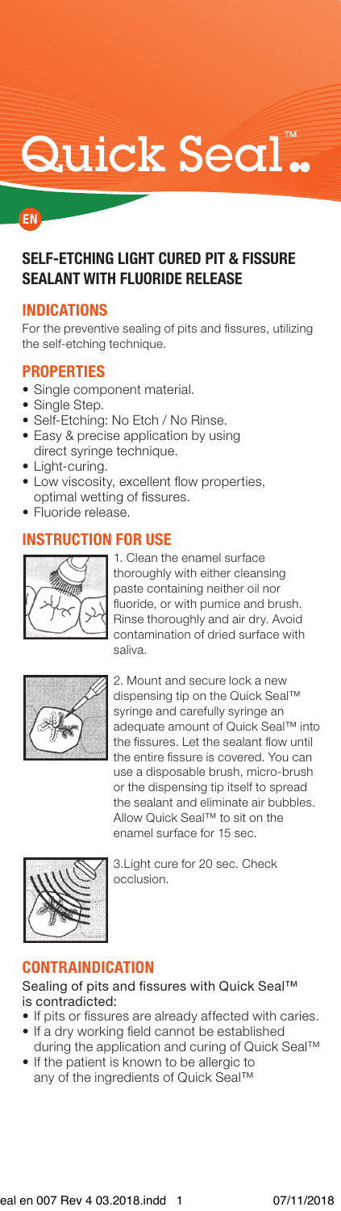# Quick Seal™

EN

## SELF-ETCHING LIGHT CURED PIT & FISSURE SEALANT WITH FLUORIDE RELEASE

### INDICATIONS

For the preventive sealing of pits and fissures, utilizing the self-etching technique.

### PROPERTIES

- Single component material.
- Single Step.
- Self-Etching: No Etch / No Rinse.
- Easy & precise application by using direct syringe technique.
- Light-curing.
- Low viscosity, excellent flow properties, optimal wetting of fissures.
- Fluoride release.

### INSTRUCTION FOR USE

1. Clean the enamel surface thoroughly with either cleansing paste containing neither oil nor fluoride, or with pumice and brush. Rinse thoroughly and air dry. Avoid contamination of dried surface with saliva.

2. Mount and secure lock a new dispensing tip on the Quick Seal™ syringe and carefully syringe an adequate amount of Quick Seal™ into the fissures. Let the sealant flow until the entire fissure is covered. You can use a disposable brush, micro-brush or the dispensing tip itself to spread the sealant and eliminate air bubbles. Allow Quick Seal™ to sit on the enamel surface for 15 sec.

3. Light cure for 20 sec. Check occlusion.

### CONTRAINDICATION

Sealing of pits and fissures with Quick Seal™ is contradicted:

- If pits or fissures are already affected with caries.
- If a dry working field cannot be established during the application and curing of Quick Seal™
- If the patient is known to be allergic to any of the ingredients of Quick Seal™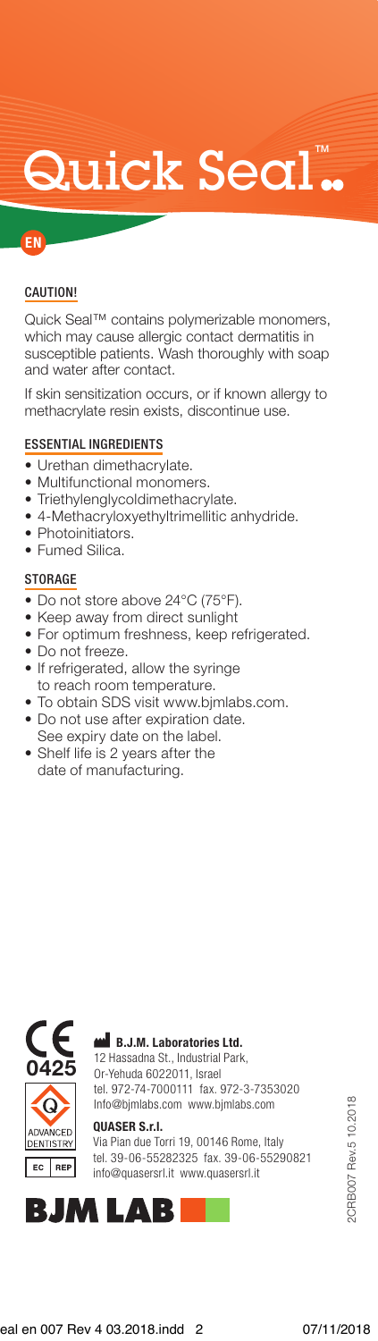# Quick Seal™

EN

### CAUTION!

Quick Seal™ contains polymerizable monomers, which may cause allergic contact dermatitis in susceptible patients. Wash thoroughly with soap and water after contact.

If skin sensitization occurs, or if known allergy to methacrylate resin exists, discontinue use.

### ESSENTIAL INGREDIENTS

- Urethan dimethacrylate.
- Multifunctional monomers.
- Triethylenglycoldimethacrylate.
- 4-Methacryloxyethyltrimellitic anhydride.
- Photoinitiators.
- Fumed Silica.

### STORAGE

- Do not store above 24°C (75°F).
- Keep away from direct sunlight
- For optimum freshness, keep refrigerated.
- Do not freeze.
- If refrigerated, allow the syringe to reach room temperature.
- To obtain SDS visit www.bjmlabs.com.
- Do not use after expiration date. See expiry date on the label.
- Shelf life is 2 years after the date of manufacturing.

CE 0425

ADVANCED DENTISTRY

EC REP

**B.J.M. Laboratories Ltd.**
12 Hassadna St., Industrial Park,
Or-Yehuda 6022011, Israel
tel. 972-74-7000111 fax. 972-3-7353020
Info@bjmlabs.com www.bjmlabs.com

**QUASER S.r.l.**
Via Pian due Torri 19, 00146 Rome, Italy
tel. 39-06-55282325 fax. 39-06-55290821
info@quasersrl.it www.quasersrl.it

BJM LAB

2CRB007 Rev.5 10.2018